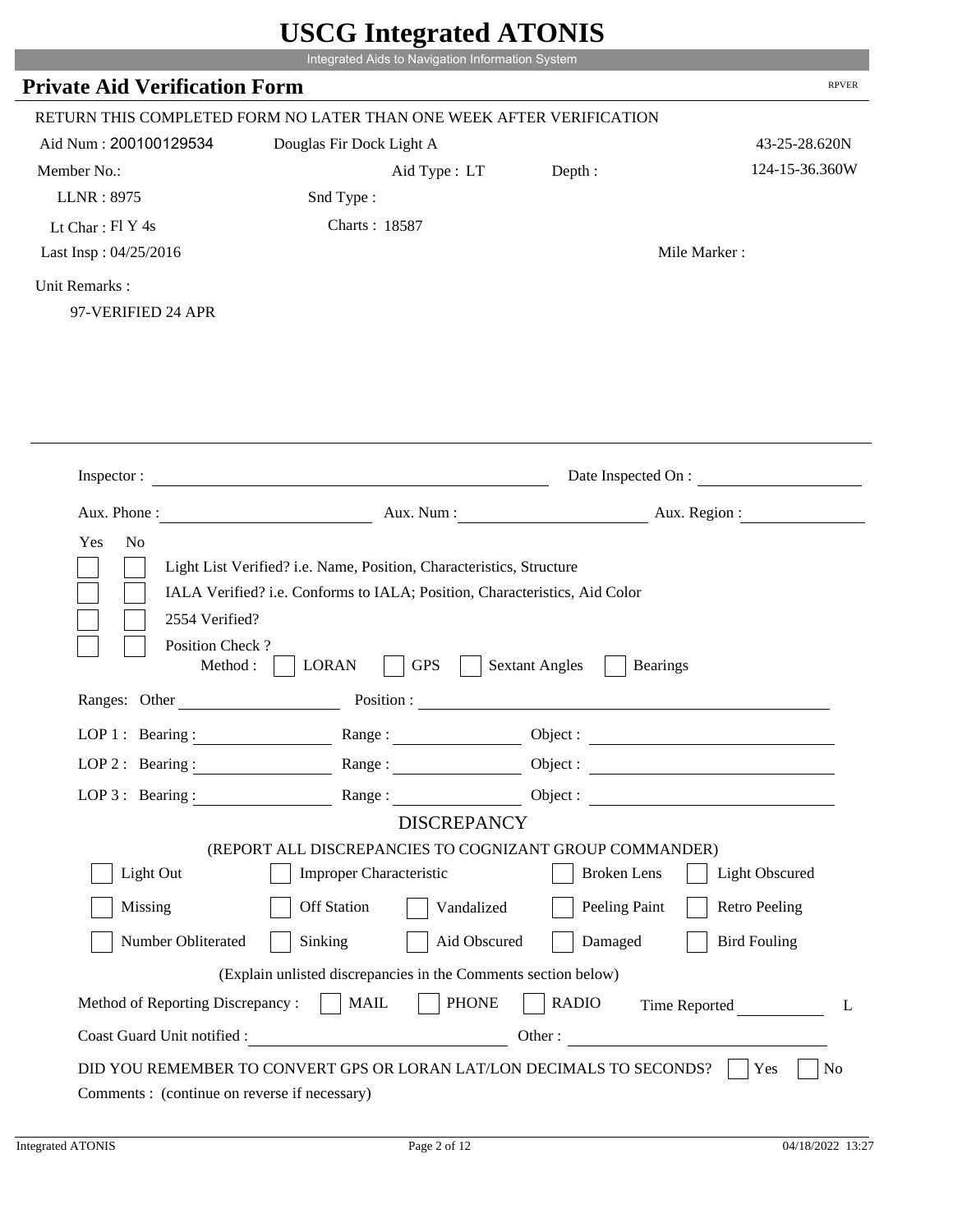# USCG Integrated ATONIS

Integrated Aids to Navigation Information System

## Private Aid Verification Form

RPVER

RETURN THIS COMPLETED FORM NO LATER THAN ONE WEEK AFTER VERIFICATION

Aid Num : 200100129534 Douglas Fir Dock Light A 43-25-28.620N

Member No.: Aid Type : LT Depth : 124-15-36.360W

LLNR : 8975 Snd Type :

Lt Char : Fl Y 4s Charts : 18587

Last Insp : 04/25/2016 Mile Marker :

Unit Remarks :

97-VERIFIED 24 APR

Inspector : Date Inspected On :

Aux. Phone : Aux. Num : Aux. Region :

Yes No

- [ ] [ ] Light List Verified? i.e. Name, Position, Characteristics, Structure
- [ ] [ ] IALA Verified? i.e. Conforms to IALA; Position, Characteristics, Aid Color
- [ ] [ ] 2554 Verified?
- [ ] [ ] Position Check ?

Method : [ ] LORAN [ ] GPS [ ] Sextant Angles [ ] Bearings

Ranges: Other Position :

LOP 1 : Bearing : Range : Object :

LOP 2 : Bearing : Range : Object :

LOP 3 : Bearing : Range : Object :

### DISCREPANCY

(REPORT ALL DISCREPANCIES TO COGNIZANT GROUP COMMANDER)

- [ ] Light Out
- [ ] Improper Characteristic
- [ ] Broken Lens
- [ ] Light Obscured
- [ ] Missing
- [ ] Off Station
- [ ] Vandalized
- [ ] Peeling Paint
- [ ] Retro Peeling
- [ ] Number Obliterated
- [ ] Sinking
- [ ] Aid Obscured
- [ ] Damaged
- [ ] Bird Fouling

(Explain unlisted discrepancies in the Comments section below)

Method of Reporting Discrepancy : [ ] MAIL [ ] PHONE [ ] RADIO Time Reported L

Coast Guard Unit notified : Other :

DID YOU REMEMBER TO CONVERT GPS OR LORAN LAT/LON DECIMALS TO SECONDS? [ ] Yes [ ] No

Comments : (continue on reverse if necessary)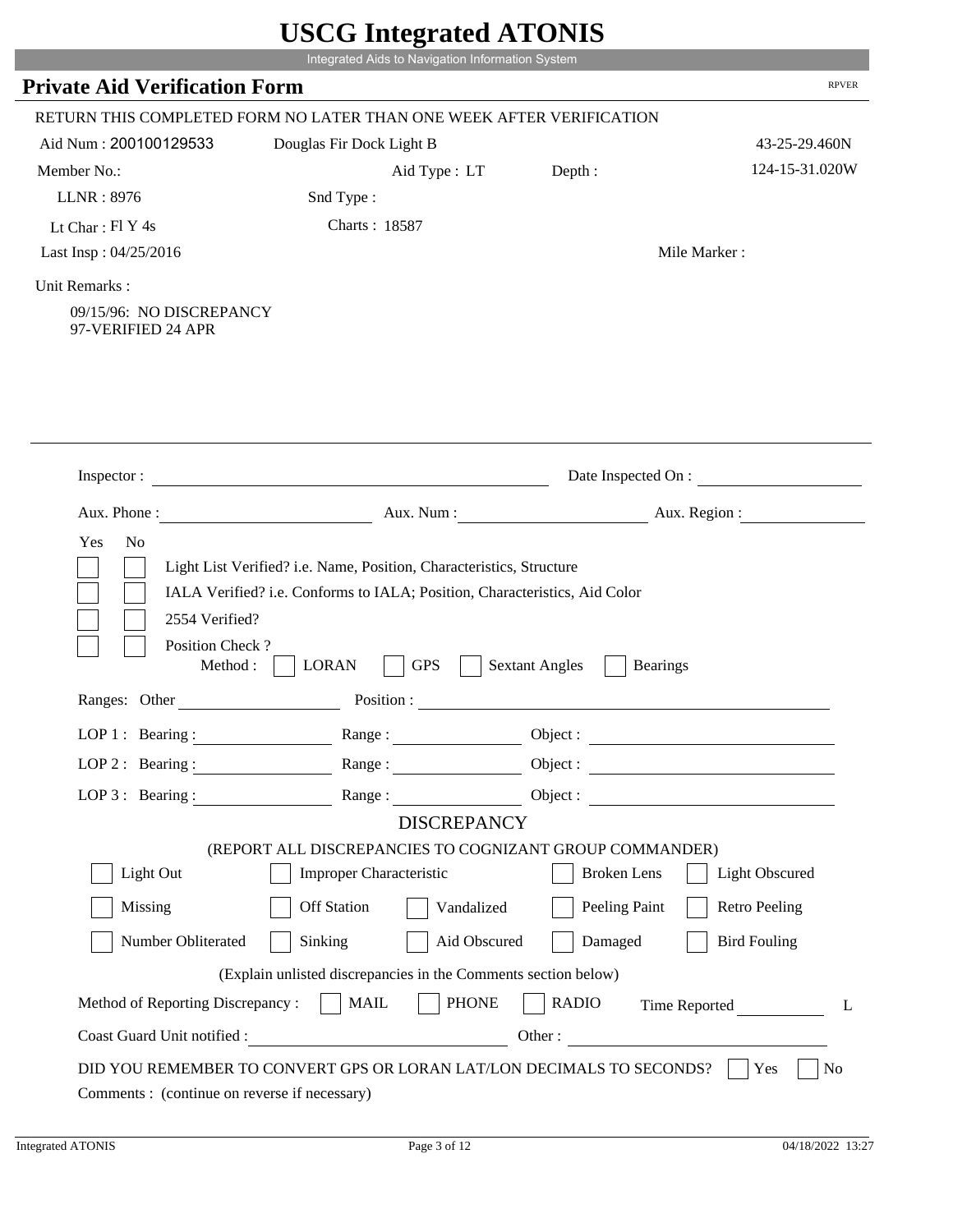# USCG Integrated ATONIS

Integrated Aids to Navigation Information System

## Private Aid Verification Form

RPVER

RETURN THIS COMPLETED FORM NO LATER THAN ONE WEEK AFTER VERIFICATION

Aid Num : 200100129533 &nbsp;&nbsp; Douglas Fir Dock Light B &nbsp;&nbsp; 43-25-29.460N

Member No.: &nbsp;&nbsp; Aid Type : LT &nbsp;&nbsp; Depth : &nbsp;&nbsp; 124-15-31.020W

LLNR : 8976 &nbsp;&nbsp; Snd Type :

Lt Char : Fl Y 4s &nbsp;&nbsp; Charts : 18587

Last Insp : 04/25/2016 &nbsp;&nbsp; Mile Marker :

Unit Remarks :

09/15/96: NO DISCREPANCY
97-VERIFIED 24 APR

Inspector : &nbsp;&nbsp; Date Inspected On :

Aux. Phone : &nbsp;&nbsp; Aux. Num : &nbsp;&nbsp; Aux. Region :

Yes No

- [ ] [ ] Light List Verified? i.e. Name, Position, Characteristics, Structure
- [ ] [ ] IALA Verified? i.e. Conforms to IALA; Position, Characteristics, Aid Color
- [ ] [ ] 2554 Verified?
- [ ] [ ] Position Check ?

Method : [ ] LORAN [ ] GPS [ ] Sextant Angles [ ] Bearings

Ranges: Other &nbsp;&nbsp; Position :

LOP 1 : Bearing : &nbsp;&nbsp; Range : &nbsp;&nbsp; Object :

LOP 2 : Bearing : &nbsp;&nbsp; Range : &nbsp;&nbsp; Object :

LOP 3 : Bearing : &nbsp;&nbsp; Range : &nbsp;&nbsp; Object :

### DISCREPANCY

(REPORT ALL DISCREPANCIES TO COGNIZANT GROUP COMMANDER)

- [ ] Light Out
- [ ] Improper Characteristic
- [ ] Broken Lens
- [ ] Light Obscured
- [ ] Missing
- [ ] Off Station
- [ ] Vandalized
- [ ] Peeling Paint
- [ ] Retro Peeling
- [ ] Number Obliterated
- [ ] Sinking
- [ ] Aid Obscured
- [ ] Damaged
- [ ] Bird Fouling

(Explain unlisted discrepancies in the Comments section below)

Method of Reporting Discrepancy : [ ] MAIL [ ] PHONE [ ] RADIO &nbsp;&nbsp; Time Reported &nbsp;&nbsp; L

Coast Guard Unit notified : &nbsp;&nbsp; Other :

DID YOU REMEMBER TO CONVERT GPS OR LORAN LAT/LON DECIMALS TO SECONDS? [ ] Yes [ ] No

Comments : (continue on reverse if necessary)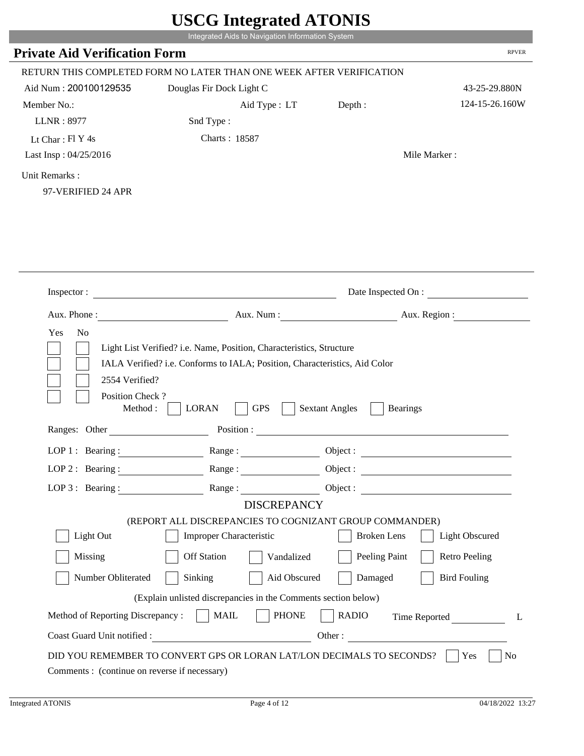# USCG Integrated ATONIS

Integrated Aids to Navigation Information System

## Private Aid Verification Form

RPVER

RETURN THIS COMPLETED FORM NO LATER THAN ONE WEEK AFTER VERIFICATION

Aid Num : 200100129535 Douglas Fir Dock Light C 43-25-29.880N

Member No.: Aid Type : LT Depth : 124-15-26.160W

LLNR : 8977 Snd Type :

Lt Char : Fl Y 4s Charts : 18587

Last Insp : 04/25/2016 Mile Marker :

Unit Remarks :

97-VERIFIED 24 APR

Inspector : Date Inspected On :

Aux. Phone : Aux. Num : Aux. Region :

Yes No

- [ ] [ ] Light List Verified? i.e. Name, Position, Characteristics, Structure
- [ ] [ ] IALA Verified? i.e. Conforms to IALA; Position, Characteristics, Aid Color
- [ ] [ ] 2554 Verified?
- [ ] [ ] Position Check ?

Method : [ ] LORAN [ ] GPS [ ] Sextant Angles [ ] Bearings

Ranges: Other Position :

LOP 1 : Bearing : Range : Object :

LOP 2 : Bearing : Range : Object :

LOP 3 : Bearing : Range : Object :

DISCREPANCY

(REPORT ALL DISCREPANCIES TO COGNIZANT GROUP COMMANDER)

- [ ] Light Out
- [ ] Improper Characteristic
- [ ] Broken Lens
- [ ] Light Obscured
- [ ] Missing
- [ ] Off Station
- [ ] Vandalized
- [ ] Peeling Paint
- [ ] Retro Peeling
- [ ] Number Obliterated
- [ ] Sinking
- [ ] Aid Obscured
- [ ] Damaged
- [ ] Bird Fouling

(Explain unlisted discrepancies in the Comments section below)

Method of Reporting Discrepancy : [ ] MAIL [ ] PHONE [ ] RADIO Time Reported L

Coast Guard Unit notified : Other :

DID YOU REMEMBER TO CONVERT GPS OR LORAN LAT/LON DECIMALS TO SECONDS? [ ] Yes [ ] No

Comments : (continue on reverse if necessary)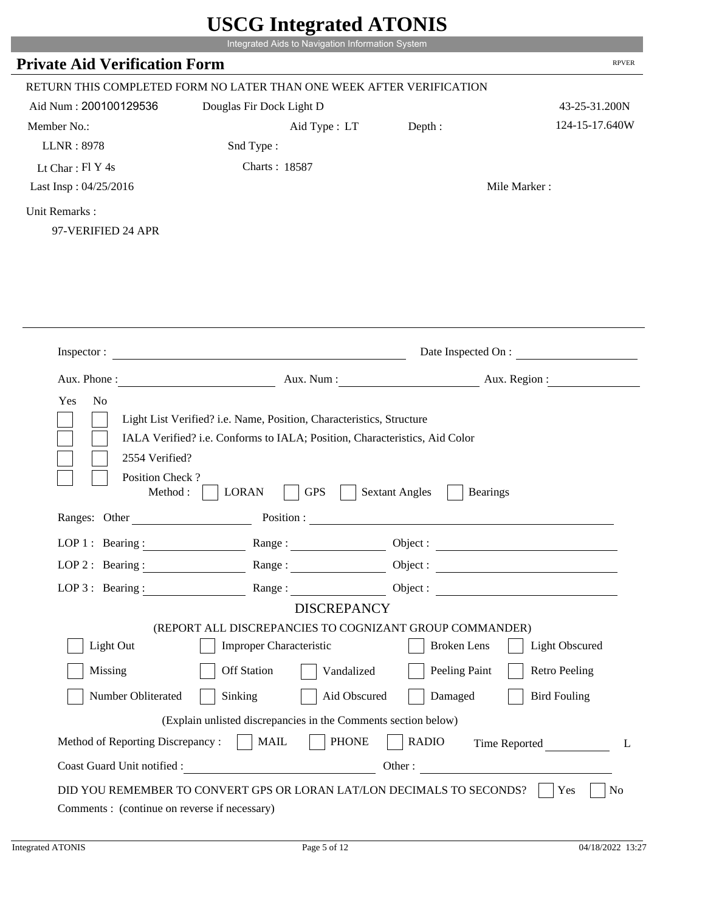# USCG Integrated ATONIS

Integrated Aids to Navigation Information System

## Private Aid Verification Form

RPVER

RETURN THIS COMPLETED FORM NO LATER THAN ONE WEEK AFTER VERIFICATION

Aid Num : 200100129536 &nbsp;&nbsp; Douglas Fir Dock Light D &nbsp;&nbsp; 43-25-31.200N

Member No.: &nbsp;&nbsp; Aid Type : LT &nbsp;&nbsp; Depth : &nbsp;&nbsp; 124-15-17.640W

LLNR : 8978 &nbsp;&nbsp; Snd Type :

Lt Char : Fl Y 4s &nbsp;&nbsp; Charts : 18587

Last Insp : 04/25/2016 &nbsp;&nbsp; Mile Marker :

Unit Remarks :

97-VERIFIED 24 APR

---

Inspector : ______________________ Date Inspected On : ______________

Aux. Phone : ______________ Aux. Num : ______________ Aux. Region : ______________

Yes No

- [ ] [ ] Light List Verified? i.e. Name, Position, Characteristics, Structure
- [ ] [ ] IALA Verified? i.e. Conforms to IALA; Position, Characteristics, Aid Color
- [ ] [ ] 2554 Verified?
- [ ] [ ] Position Check ?

Method : [ ] LORAN [ ] GPS [ ] Sextant Angles [ ] Bearings

Ranges: Other ______________ Position : ______________________

LOP 1 : Bearing : ______________ Range : ______________ Object : ______________

LOP 2 : Bearing : ______________ Range : ______________ Object : ______________

LOP 3 : Bearing : ______________ Range : ______________ Object : ______________

### DISCREPANCY

(REPORT ALL DISCREPANCIES TO COGNIZANT GROUP COMMANDER)

- [ ] Light Out
- [ ] Improper Characteristic
- [ ] Broken Lens
- [ ] Light Obscured
- [ ] Missing
- [ ] Off Station
- [ ] Vandalized
- [ ] Peeling Paint
- [ ] Retro Peeling
- [ ] Number Obliterated
- [ ] Sinking
- [ ] Aid Obscured
- [ ] Damaged
- [ ] Bird Fouling

(Explain unlisted discrepancies in the Comments section below)

Method of Reporting Discrepancy : [ ] MAIL [ ] PHONE [ ] RADIO &nbsp;&nbsp; Time Reported ______ L

Coast Guard Unit notified : ______________________ Other : ______________________

DID YOU REMEMBER TO CONVERT GPS OR LORAN LAT/LON DECIMALS TO SECONDS? [ ] Yes [ ] No

Comments : (continue on reverse if necessary)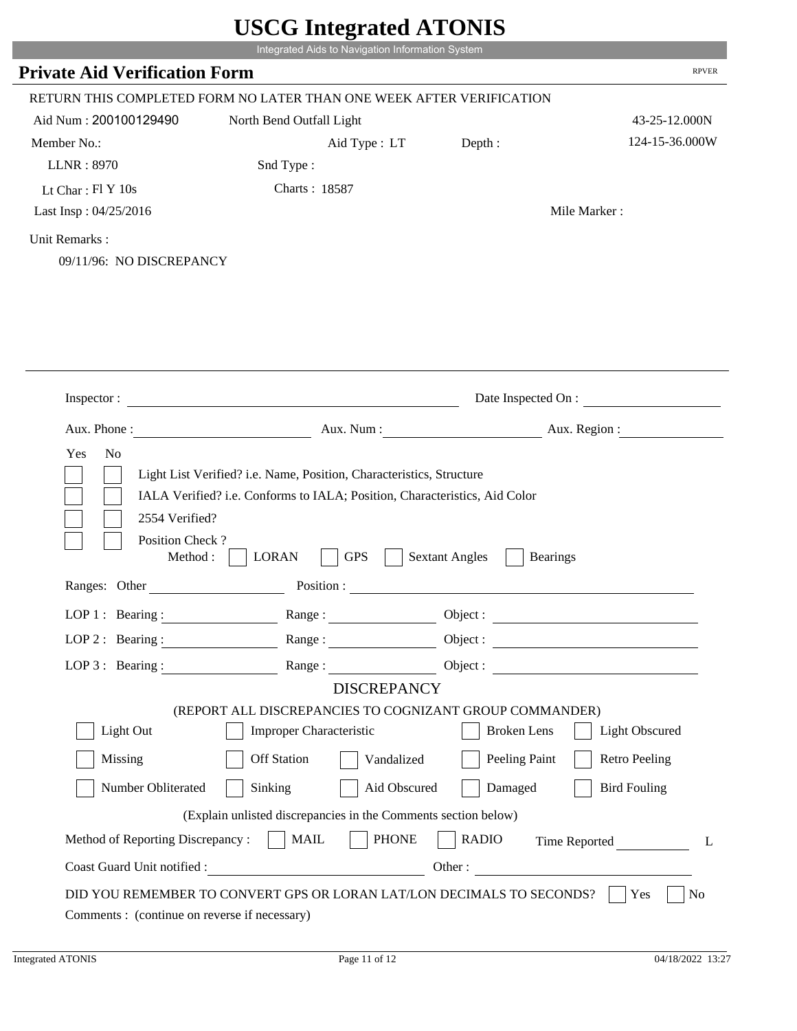# USCG Integrated ATONIS

Integrated Aids to Navigation Information System

## Private Aid Verification Form

RPVER

RETURN THIS COMPLETED FORM NO LATER THAN ONE WEEK AFTER VERIFICATION

Aid Num : 200100129490 North Bend Outfall Light 43-25-12.000N

Member No.: Aid Type : LT Depth : 124-15-36.000W

LLNR : 8970 Snd Type :

Lt Char : Fl Y 10s Charts : 18587

Last Insp : 04/25/2016 Mile Marker :

Unit Remarks :

09/11/96: NO DISCREPANCY

---

Inspector : Date Inspected On :

Aux. Phone : Aux. Num : Aux. Region :

Yes No

- [ ] [ ] Light List Verified? i.e. Name, Position, Characteristics, Structure
- [ ] [ ] IALA Verified? i.e. Conforms to IALA; Position, Characteristics, Aid Color
- [ ] [ ] 2554 Verified?
- [ ] [ ] Position Check ?

Method : [ ] LORAN [ ] GPS [ ] Sextant Angles [ ] Bearings

Ranges: Other Position :

LOP 1 : Bearing : Range : Object :

LOP 2 : Bearing : Range : Object :

LOP 3 : Bearing : Range : Object :

### DISCREPANCY

(REPORT ALL DISCREPANCIES TO COGNIZANT GROUP COMMANDER)

- [ ] Light Out
- [ ] Improper Characteristic
- [ ] Broken Lens
- [ ] Light Obscured
- [ ] Missing
- [ ] Off Station
- [ ] Vandalized
- [ ] Peeling Paint
- [ ] Retro Peeling
- [ ] Number Obliterated
- [ ] Sinking
- [ ] Aid Obscured
- [ ] Damaged
- [ ] Bird Fouling

(Explain unlisted discrepancies in the Comments section below)

Method of Reporting Discrepancy : [ ] MAIL [ ] PHONE [ ] RADIO Time Reported L

Coast Guard Unit notified : Other :

DID YOU REMEMBER TO CONVERT GPS OR LORAN LAT/LON DECIMALS TO SECONDS? [ ] Yes [ ] No

Comments : (continue on reverse if necessary)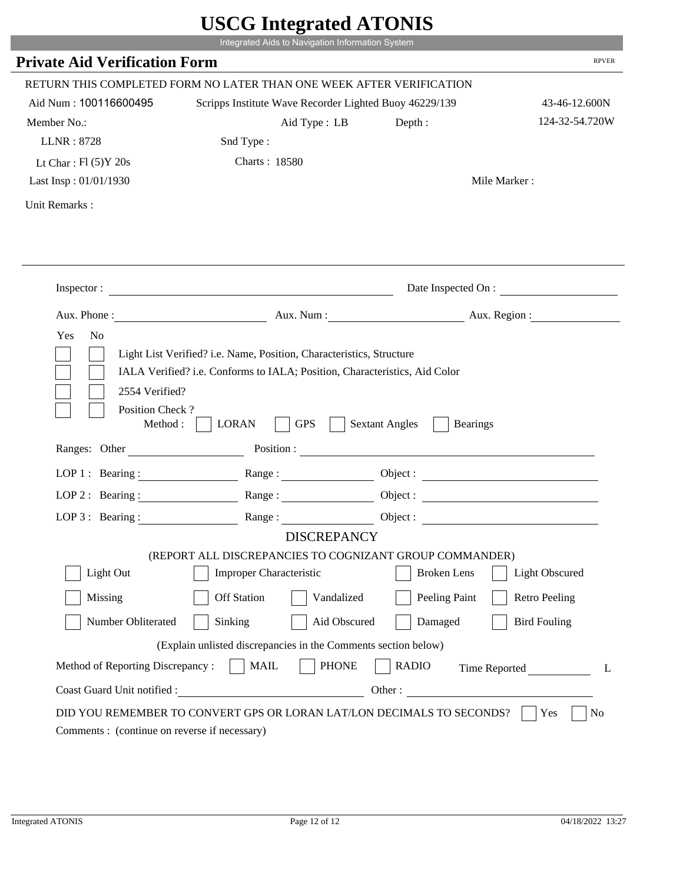# USCG Integrated ATONIS

Integrated Aids to Navigation Information System

## Private Aid Verification Form

RPVER

RETURN THIS COMPLETED FORM NO LATER THAN ONE WEEK AFTER VERIFICATION

Aid Num : 100116600495 Scripps Institute Wave Recorder Lighted Buoy 46229/139 43-46-12.600N

Member No.: Aid Type : LB Depth : 124-32-54.720W

LLNR : 8728 Snd Type :

Lt Char : Fl (5)Y 20s Charts : 18580

Last Insp : 01/01/1930 Mile Marker :

Unit Remarks :

Inspector : Date Inspected On :

Aux. Phone : Aux. Num : Aux. Region :

Yes No

- Light List Verified? i.e. Name, Position, Characteristics, Structure
- IALA Verified? i.e. Conforms to IALA; Position, Characteristics, Aid Color
- 2554 Verified?
- Position Check ?

Method : LORAN GPS Sextant Angles Bearings

Ranges: Other Position :

LOP 1 : Bearing : Range : Object :

LOP 2 : Bearing : Range : Object :

LOP 3 : Bearing : Range : Object :

DISCREPANCY

(REPORT ALL DISCREPANCIES TO COGNIZANT GROUP COMMANDER)

| | | | | |
|---|---|---|---|---|
| Light Out | Improper Characteristic | | Broken Lens | Light Obscured |
| Missing | Off Station | Vandalized | Peeling Paint | Retro Peeling |
| Number Obliterated | Sinking | Aid Obscured | Damaged | Bird Fouling |

(Explain unlisted discrepancies in the Comments section below)

Method of Reporting Discrepancy : MAIL PHONE RADIO Time Reported L

Coast Guard Unit notified : Other :

DID YOU REMEMBER TO CONVERT GPS OR LORAN LAT/LON DECIMALS TO SECONDS? Yes No

Comments : (continue on reverse if necessary)